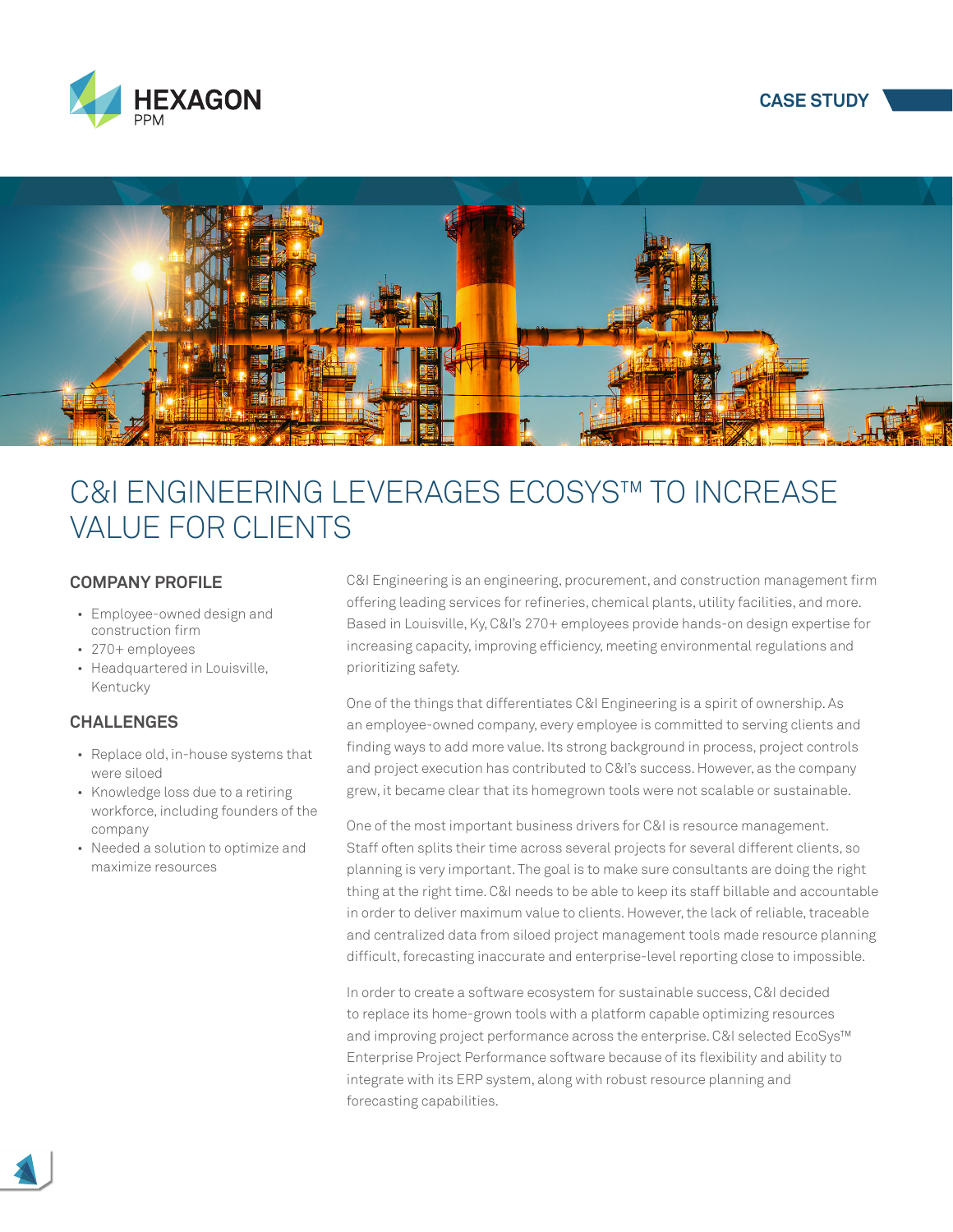HEXAGON PPM

CASE STUDY

# C&I ENGINEERING LEVERAGES ECOSYS™ TO INCREASE VALUE FOR CLIENTS

## COMPANY PROFILE

- Employee-owned design and construction firm
- 270+ employees
- Headquartered in Louisville, Kentucky

## CHALLENGES

- Replace old, in-house systems that were siloed
- Knowledge loss due to a retiring workforce, including founders of the company
- Needed a solution to optimize and maximize resources

C&I Engineering is an engineering, procurement, and construction management firm offering leading services for refineries, chemical plants, utility facilities, and more. Based in Louisville, Ky, C&I's 270+ employees provide hands-on design expertise for increasing capacity, improving efficiency, meeting environmental regulations and prioritizing safety.

One of the things that differentiates C&I Engineering is a spirit of ownership. As an employee-owned company, every employee is committed to serving clients and finding ways to add more value. Its strong background in process, project controls and project execution has contributed to C&I's success. However, as the company grew, it became clear that its homegrown tools were not scalable or sustainable.

One of the most important business drivers for C&I is resource management. Staff often splits their time across several projects for several different clients, so planning is very important. The goal is to make sure consultants are doing the right thing at the right time. C&I needs to be able to keep its staff billable and accountable in order to deliver maximum value to clients. However, the lack of reliable, traceable and centralized data from siloed project management tools made resource planning difficult, forecasting inaccurate and enterprise-level reporting close to impossible.

In order to create a software ecosystem for sustainable success, C&I decided to replace its home-grown tools with a platform capable optimizing resources and improving project performance across the enterprise. C&I selected EcoSys™ Enterprise Project Performance software because of its flexibility and ability to integrate with its ERP system, along with robust resource planning and forecasting capabilities.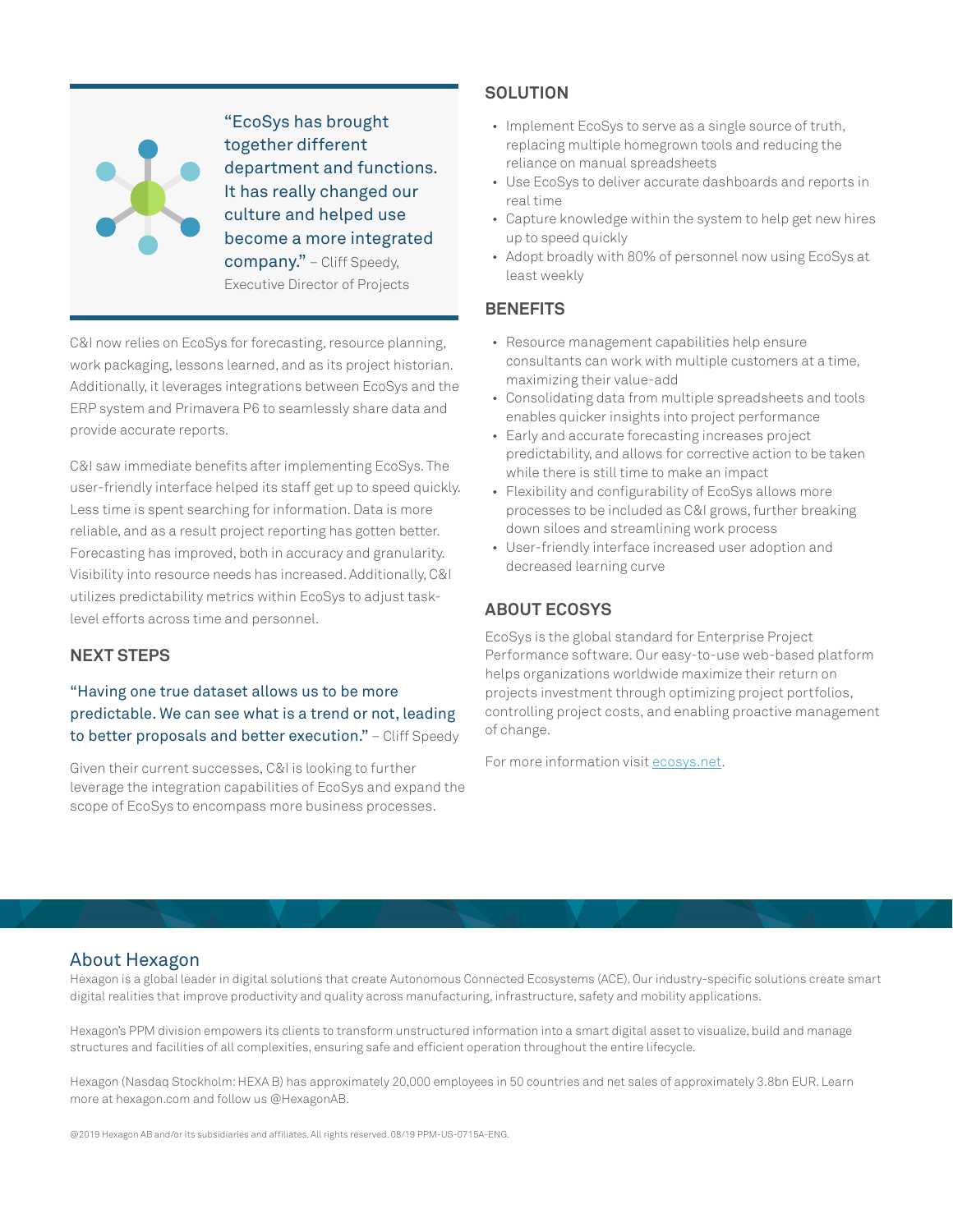"EcoSys has brought together different department and functions. It has really changed our culture and helped use become a more integrated company." – Cliff Speedy, Executive Director of Projects

C&I now relies on EcoSys for forecasting, resource planning, work packaging, lessons learned, and as its project historian. Additionally, it leverages integrations between EcoSys and the ERP system and Primavera P6 to seamlessly share data and provide accurate reports.

C&I saw immediate benefits after implementing EcoSys. The user-friendly interface helped its staff get up to speed quickly. Less time is spent searching for information. Data is more reliable, and as a result project reporting has gotten better. Forecasting has improved, both in accuracy and granularity. Visibility into resource needs has increased. Additionally, C&I utilizes predictability metrics within EcoSys to adjust task-level efforts across time and personnel.

## NEXT STEPS

"Having one true dataset allows us to be more predictable. We can see what is a trend or not, leading to better proposals and better execution." – Cliff Speedy

Given their current successes, C&I is looking to further leverage the integration capabilities of EcoSys and expand the scope of EcoSys to encompass more business processes.

## SOLUTION

- Implement EcoSys to serve as a single source of truth, replacing multiple homegrown tools and reducing the reliance on manual spreadsheets
- Use EcoSys to deliver accurate dashboards and reports in real time
- Capture knowledge within the system to help get new hires up to speed quickly
- Adopt broadly with 80% of personnel now using EcoSys at least weekly

## BENEFITS

- Resource management capabilities help ensure consultants can work with multiple customers at a time, maximizing their value-add
- Consolidating data from multiple spreadsheets and tools enables quicker insights into project performance
- Early and accurate forecasting increases project predictability, and allows for corrective action to be taken while there is still time to make an impact
- Flexibility and configurability of EcoSys allows more processes to be included as C&I grows, further breaking down siloes and streamlining work process
- User-friendly interface increased user adoption and decreased learning curve

## ABOUT ECOSYS

EcoSys is the global standard for Enterprise Project Performance software. Our easy-to-use web-based platform helps organizations worldwide maximize their return on projects investment through optimizing project portfolios, controlling project costs, and enabling proactive management of change.

For more information visit ecosys.net.

## About Hexagon

Hexagon is a global leader in digital solutions that create Autonomous Connected Ecosystems (ACE). Our industry-specific solutions create smart digital realities that improve productivity and quality across manufacturing, infrastructure, safety and mobility applications.

Hexagon's PPM division empowers its clients to transform unstructured information into a smart digital asset to visualize, build and manage structures and facilities of all complexities, ensuring safe and efficient operation throughout the entire lifecycle.

Hexagon (Nasdaq Stockholm: HEXA B) has approximately 20,000 employees in 50 countries and net sales of approximately 3.8bn EUR. Learn more at hexagon.com and follow us @HexagonAB.

@2019 Hexagon AB and/or its subsidiaries and affiliates. All rights reserved. 08/19 PPM-US-0715A-ENG.